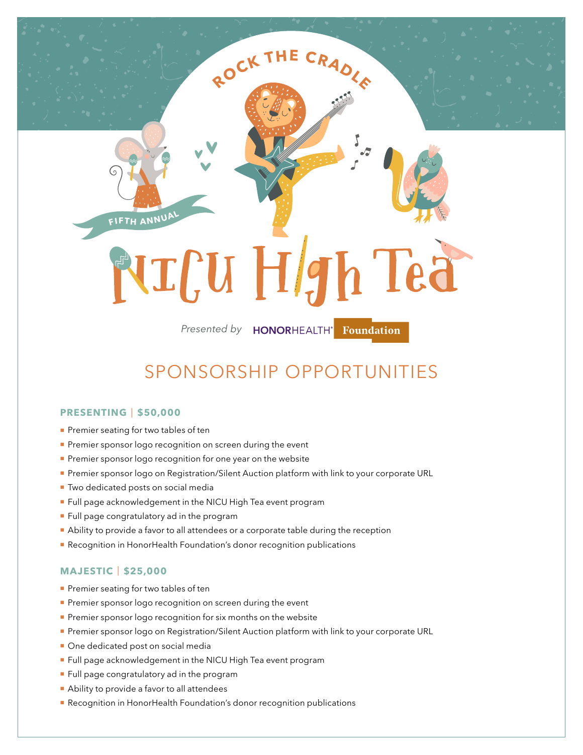ROCK THE CRADLE

FIFTH ANNUAL

# NICU High Tea

*Presented by* HONORHEALTH Foundation

## SPONSORSHIP OPPORTUNITIES

### PRESENTING | $50,000

- Premier seating for two tables of ten
- Premier sponsor logo recognition on screen during the event
- Premier sponsor logo recognition for one year on the website
- Premier sponsor logo on Registration/Silent Auction platform with link to your corporate URL
- Two dedicated posts on social media
- Full page acknowledgement in the NICU High Tea event program
- Full page congratulatory ad in the program
- Ability to provide a favor to all attendees or a corporate table during the reception
- Recognition in HonorHealth Foundation's donor recognition publications

### MAJESTIC | $25,000

- Premier seating for two tables of ten
- Premier sponsor logo recognition on screen during the event
- Premier sponsor logo recognition for six months on the website
- Premier sponsor logo on Registration/Silent Auction platform with link to your corporate URL
- One dedicated post on social media
- Full page acknowledgement in the NICU High Tea event program
- Full page congratulatory ad in the program
- Ability to provide a favor to all attendees
- Recognition in HonorHealth Foundation's donor recognition publications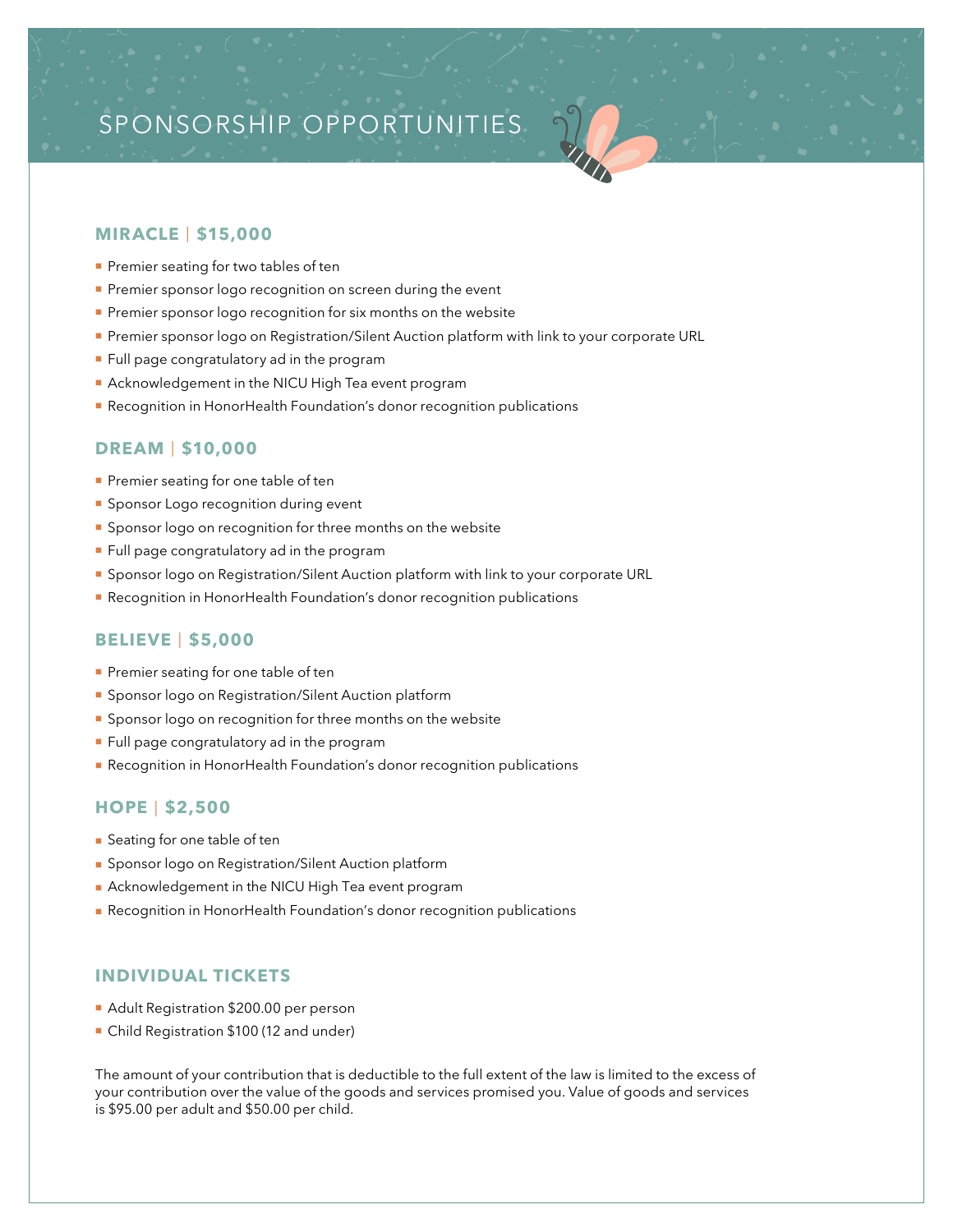# SPONSORSHIP OPPORTUNITIES

## MIRACLE | $15,000

- Premier seating for two tables of ten
- Premier sponsor logo recognition on screen during the event
- Premier sponsor logo recognition for six months on the website
- Premier sponsor logo on Registration/Silent Auction platform with link to your corporate URL
- Full page congratulatory ad in the program
- Acknowledgement in the NICU High Tea event program
- Recognition in HonorHealth Foundation's donor recognition publications

## DREAM | $10,000

- Premier seating for one table of ten
- Sponsor Logo recognition during event
- Sponsor logo on recognition for three months on the website
- Full page congratulatory ad in the program
- Sponsor logo on Registration/Silent Auction platform with link to your corporate URL
- Recognition in HonorHealth Foundation's donor recognition publications

## BELIEVE | $5,000

- Premier seating for one table of ten
- Sponsor logo on Registration/Silent Auction platform
- Sponsor logo on recognition for three months on the website
- Full page congratulatory ad in the program
- Recognition in HonorHealth Foundation's donor recognition publications

## HOPE | $2,500

- Seating for one table of ten
- Sponsor logo on Registration/Silent Auction platform
- Acknowledgement in the NICU High Tea event program
- Recognition in HonorHealth Foundation's donor recognition publications

## INDIVIDUAL TICKETS

- Adult Registration $200.00 per person
- Child Registration $100 (12 and under)

The amount of your contribution that is deductible to the full extent of the law is limited to the excess of your contribution over the value of the goods and services promised you. Value of goods and services is $95.00 per adult and $50.00 per child.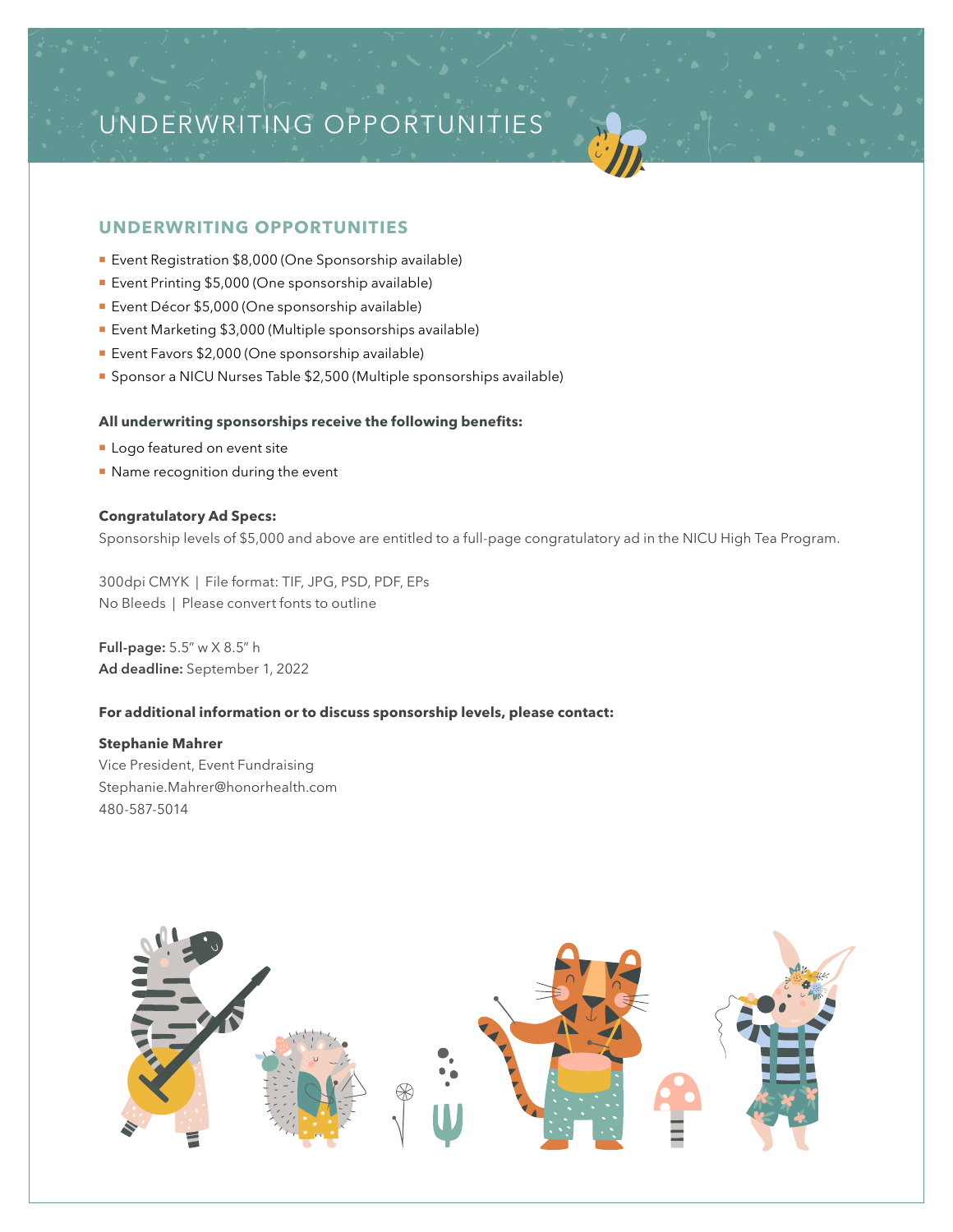# UNDERWRITING OPPORTUNITIES

## UNDERWRITING OPPORTUNITIES

- Event Registration $8,000 (One Sponsorship available)
- Event Printing $5,000 (One sponsorship available)
- Event Décor $5,000 (One sponsorship available)
- Event Marketing $3,000 (Multiple sponsorships available)
- Event Favors $2,000 (One sponsorship available)
- Sponsor a NICU Nurses Table $2,500 (Multiple sponsorships available)

**All underwriting sponsorships receive the following benefits:**

- Logo featured on event site
- Name recognition during the event

**Congratulatory Ad Specs:**

Sponsorship levels of $5,000 and above are entitled to a full-page congratulatory ad in the NICU High Tea Program.

300dpi CMYK | File format: TIF, JPG, PSD, PDF, EPs
No Bleeds | Please convert fonts to outline

**Full-page:** 5.5" w X 8.5" h
**Ad deadline:** September 1, 2022

**For additional information or to discuss sponsorship levels, please contact:**

**Stephanie Mahrer**
Vice President, Event Fundraising
Stephanie.Mahrer@honorhealth.com
480-587-5014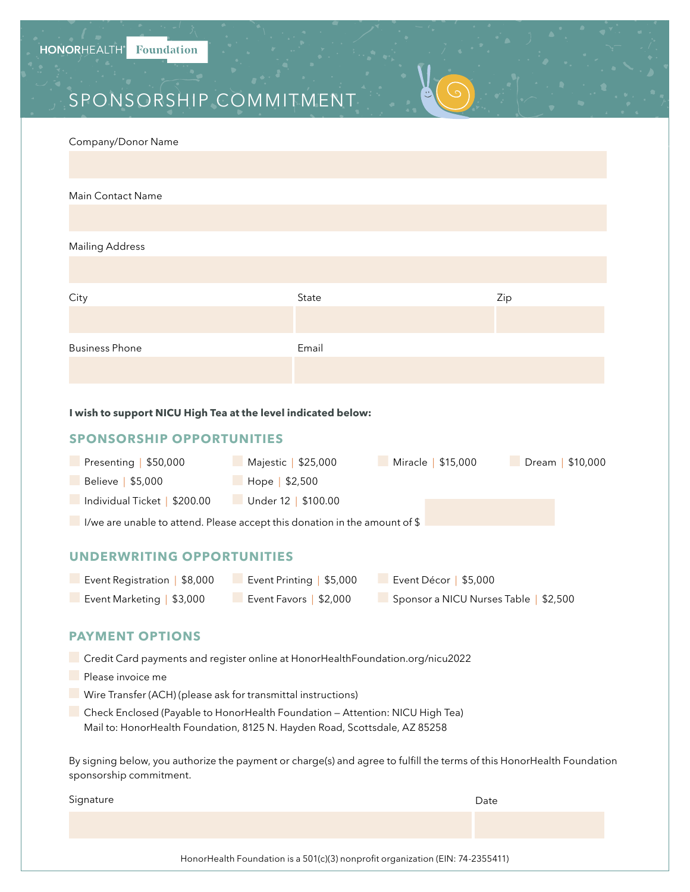HONORHEALTH Foundation

# SPONSORSHIP COMMITMENT

Company/Donor Name

Main Contact Name

Mailing Address

City

State

Zip

Business Phone

Email

**I wish to support NICU High Tea at the level indicated below:**

## SPONSORSHIP OPPORTUNITIES

- Presenting | $50,000
- Majestic | $25,000
- Miracle | $15,000
- Dream | $10,000
- Believe | $5,000
- Hope | $2,500
- Individual Ticket | $200.00
- Under 12 | $100.00
- I/we are unable to attend. Please accept this donation in the amount of $

## UNDERWRITING OPPORTUNITIES

- Event Registration | $8,000
- Event Printing | $5,000
- Event Décor | $5,000
- Event Marketing | $3,000
- Event Favors | $2,000
- Sponsor a NICU Nurses Table | $2,500

## PAYMENT OPTIONS

- Credit Card payments and register online at HonorHealthFoundation.org/nicu2022
- Please invoice me
- Wire Transfer (ACH) (please ask for transmittal instructions)
- Check Enclosed (Payable to HonorHealth Foundation — Attention: NICU High Tea)
  Mail to: HonorHealth Foundation, 8125 N. Hayden Road, Scottsdale, AZ 85258

By signing below, you authorize the payment or charge(s) and agree to fulfill the terms of this HonorHealth Foundation sponsorship commitment.

Signature

Date

HonorHealth Foundation is a 501(c)(3) nonprofit organization (EIN: 74-2355411)